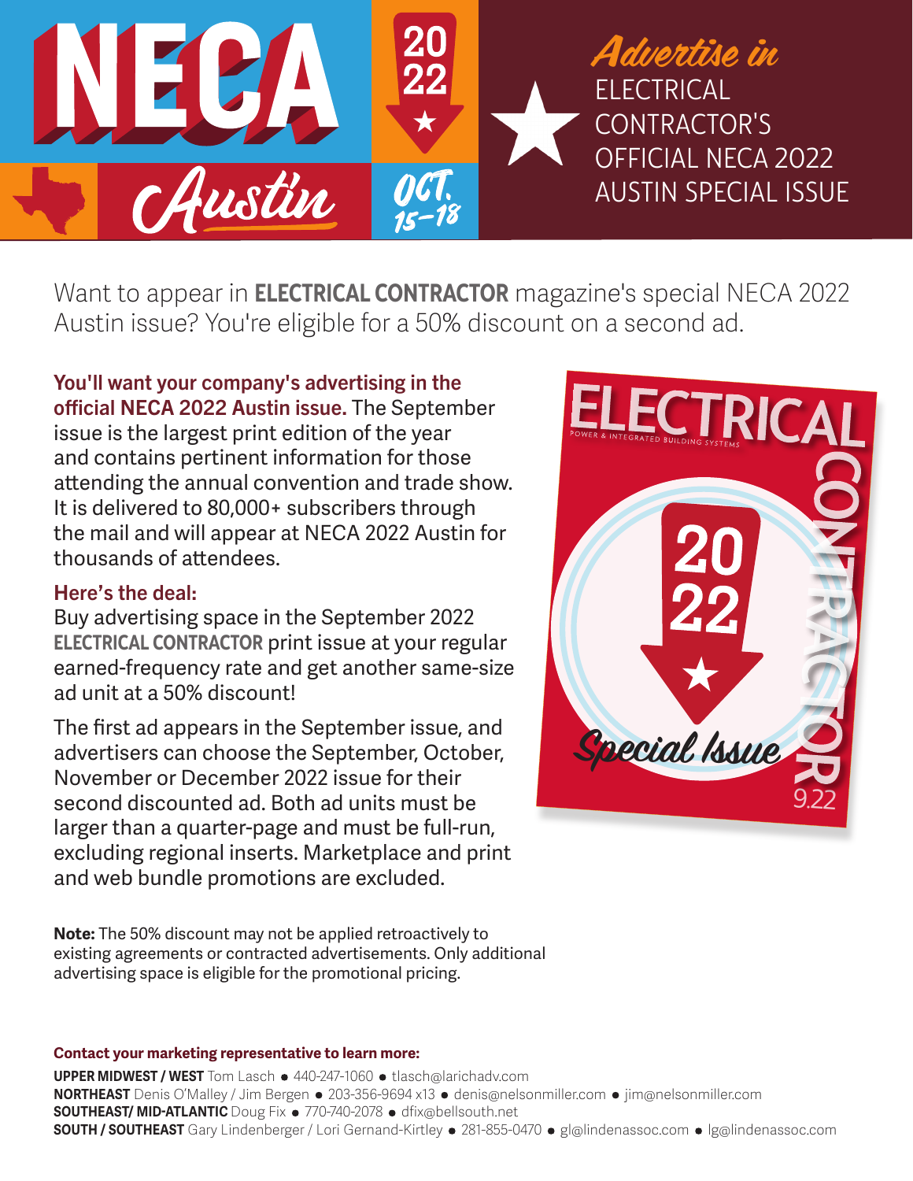# NECA 2022 Austin OCT. 15–18

## *Advertise in* ELECTRICAL CONTRACTOR'S OFFICIAL NECA 2022 AUSTIN SPECIAL ISSUE

Want to appear in **ELECTRICAL CONTRACTOR** magazine's special NECA 2022 Austin issue? You're eligible for a 50% discount on a second ad.

**You'll want your company's advertising in the official NECA 2022 Austin issue.** The September issue is the largest print edition of the year and contains pertinent information for those attending the annual convention and trade show. It is delivered to 80,000+ subscribers through the mail and will appear at NECA 2022 Austin for thousands of attendees.

**Here's the deal:**

Buy advertising space in the September 2022 **ELECTRICAL CONTRACTOR** print issue at your regular earned-frequency rate and get another same-size ad unit at a 50% discount!

The first ad appears in the September issue, and advertisers can choose the September, October, November or December 2022 issue for their second discounted ad. Both ad units must be larger than a quarter-page and must be full-run, excluding regional inserts. Marketplace and print and web bundle promotions are excluded.

**Note:** The 50% discount may not be applied retroactively to existing agreements or contracted advertisements. Only additional advertising space is eligible for the promotional pricing.

**Contact your marketing representative to learn more:**

**UPPER MIDWEST / WEST** Tom Lasch • 440-247-1060 • tlasch@larichadv.com
**NORTHEAST** Denis O'Malley / Jim Bergen • 203-356-9694 x13 • denis@nelsonmiller.com • jim@nelsonmiller.com
**SOUTHEAST/ MID-ATLANTIC** Doug Fix • 770-740-2078 • dfix@bellsouth.net
**SOUTH / SOUTHEAST** Gary Lindenberger / Lori Gernand-Kirtley • 281-855-0470 • gl@lindenassoc.com • lg@lindenassoc.com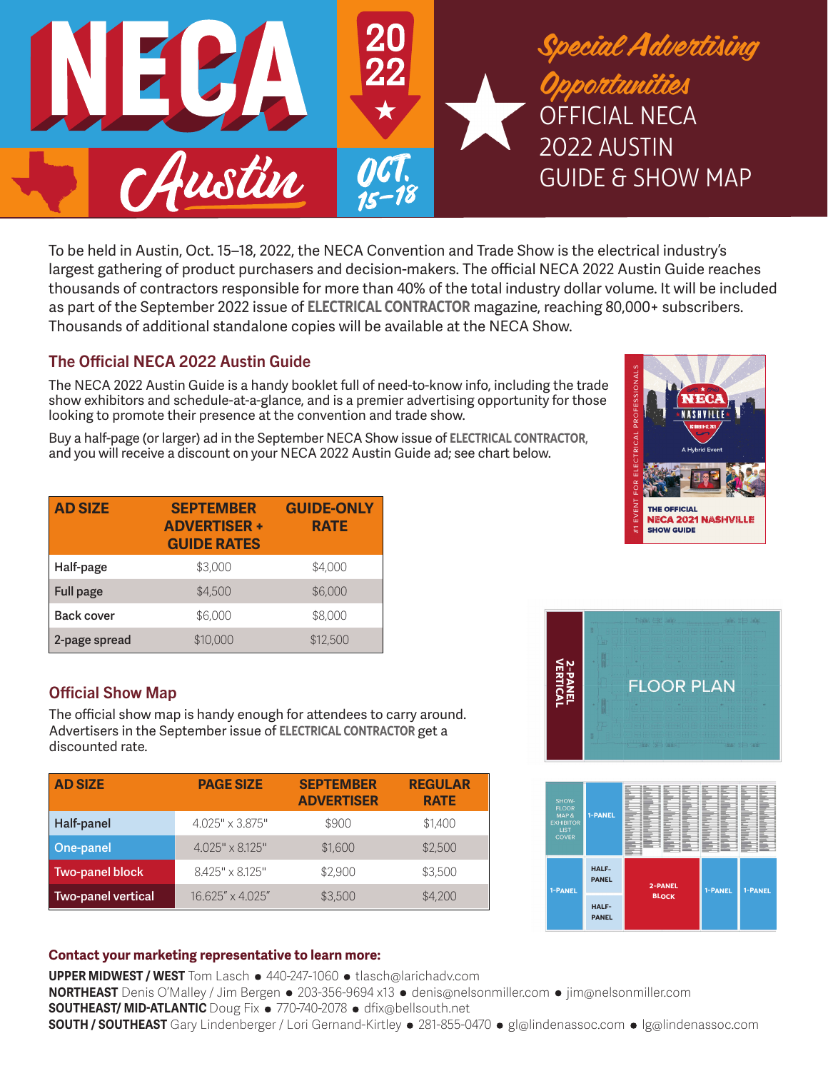# NECA 2022 Austin Oct. 15–18

## Special Advertising Opportunities

## OFFICIAL NECA 2022 AUSTIN GUIDE & SHOW MAP

To be held in Austin, Oct. 15–18, 2022, the NECA Convention and Trade Show is the electrical industry's largest gathering of product purchasers and decision-makers. The official NECA 2022 Austin Guide reaches thousands of contractors responsible for more than 40% of the total industry dollar volume. It will be included as part of the September 2022 issue of **ELECTRICAL CONTRACTOR** magazine, reaching 80,000+ subscribers. Thousands of additional standalone copies will be available at the NECA Show.

### The Official NECA 2022 Austin Guide

The NECA 2022 Austin Guide is a handy booklet full of need-to-know info, including the trade show exhibitors and schedule-at-a-glance, and is a premier advertising opportunity for those looking to promote their presence at the convention and trade show.

Buy a half-page (or larger) ad in the September NECA Show issue of **ELECTRICAL CONTRACTOR**, and you will receive a discount on your NECA 2022 Austin Guide ad; see chart below.

| AD SIZE | SEPTEMBER ADVERTISER + GUIDE RATES | GUIDE-ONLY RATE |
|---|---|---|
| Half-page | $3,000 | $4,000 |
| Full page | $4,500 | $6,000 |
| Back cover | $6,000 | $8,000 |
| 2-page spread | $10,000 | $12,500 |

### Official Show Map

The official show map is handy enough for attendees to carry around. Advertisers in the September issue of **ELECTRICAL CONTRACTOR** get a discounted rate.

| AD SIZE | PAGE SIZE | SEPTEMBER ADVERTISER | REGULAR RATE |
|---|---|---|---|
| Half-panel | 4.025" x 3.875" | $900 | $1,400 |
| One-panel | 4.025" x 8.125" | $1,600 | $2,500 |
| Two-panel block | 8.425" x 8.125" | $2,900 | $3,500 |
| Two-panel vertical | 16.625" x 4.025" | $3,500 | $4,200 |

**Contact your marketing representative to learn more:**

**UPPER MIDWEST / WEST** Tom Lasch • 440-247-1060 • tlasch@larichadv.com
**NORTHEAST** Denis O'Malley / Jim Bergen • 203-356-9694 x13 • denis@nelsonmiller.com • jim@nelsonmiller.com
**SOUTHEAST/ MID-ATLANTIC** Doug Fix • 770-740-2078 • dfix@bellsouth.net
**SOUTH / SOUTHEAST** Gary Lindenberger / Lori Gernand-Kirtley • 281-855-0470 • gl@lindenassoc.com • lg@lindenassoc.com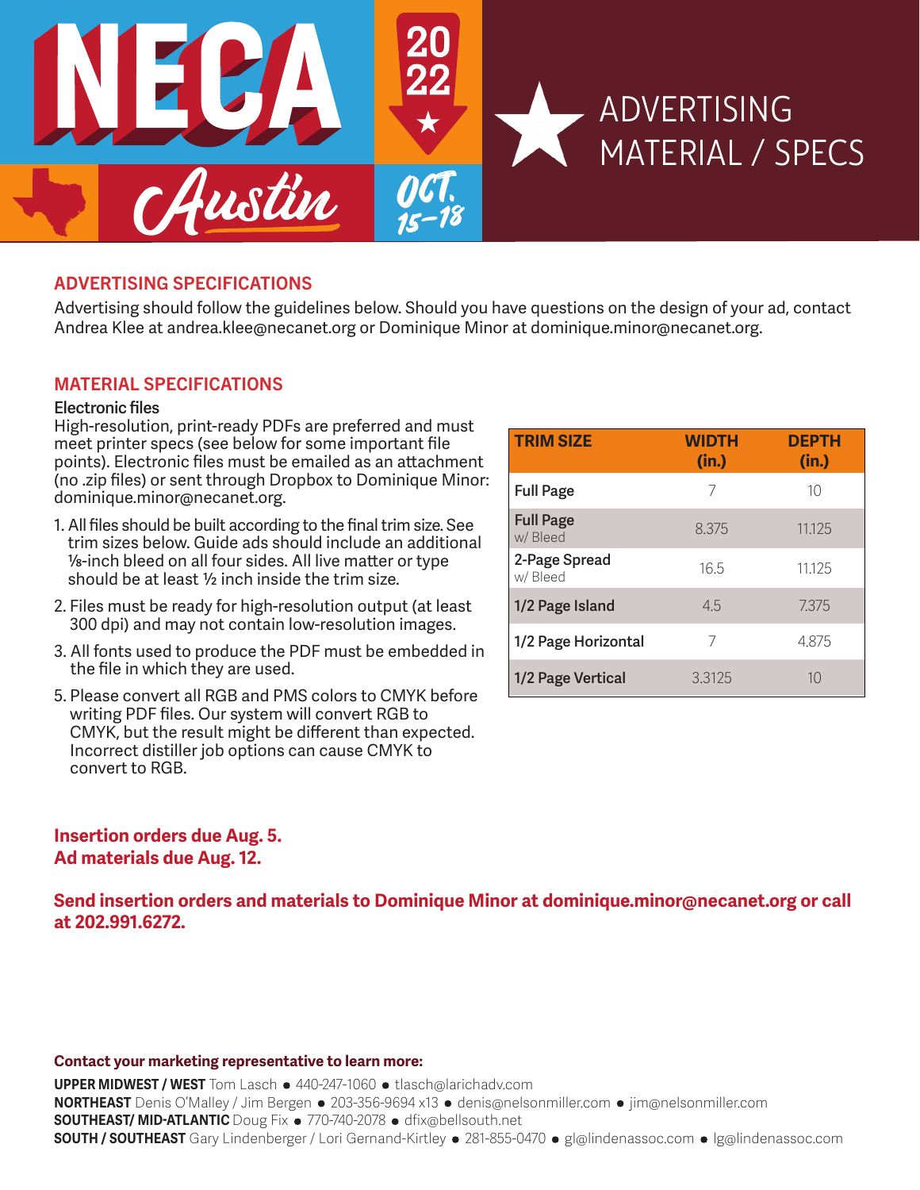# NECA 2022 Austin — Oct. 15–18

# ADVERTISING MATERIAL / SPECS

## ADVERTISING SPECIFICATIONS

Advertising should follow the guidelines below. Should you have questions on the design of your ad, contact Andrea Klee at andrea.klee@necanet.org or Dominique Minor at dominique.minor@necanet.org.

## MATERIAL SPECIFICATIONS

**Electronic files**

High-resolution, print-ready PDFs are preferred and must meet printer specs (see below for some important file points). Electronic files must be emailed as an attachment (no .zip files) or sent through Dropbox to Dominique Minor: dominique.minor@necanet.org.

1. All files should be built according to the final trim size. See trim sizes below. Guide ads should include an additional ⅛-inch bleed on all four sides. All live matter or type should be at least ½ inch inside the trim size.
2. Files must be ready for high-resolution output (at least 300 dpi) and may not contain low-resolution images.
3. All fonts used to produce the PDF must be embedded in the file in which they are used.
5. Please convert all RGB and PMS colors to CMYK before writing PDF files. Our system will convert RGB to CMYK, but the result might be different than expected. Incorrect distiller job options can cause CMYK to convert to RGB.

| TRIM SIZE | WIDTH (in.) | DEPTH (in.) |
| --- | --- | --- |
| **Full Page** | 7 | 10 |
| **Full Page** w/ Bleed | 8.375 | 11.125 |
| **2-Page Spread** w/ Bleed | 16.5 | 11.125 |
| **1/2 Page Island** | 4.5 | 7.375 |
| **1/2 Page Horizontal** | 7 | 4.875 |
| **1/2 Page Vertical** | 3.3125 | 10 |

**Insertion orders due Aug. 5.**
**Ad materials due Aug. 12.**

**Send insertion orders and materials to Dominique Minor at dominique.minor@necanet.org or call at 202.991.6272.**

**Contact your marketing representative to learn more:**

**UPPER MIDWEST / WEST** Tom Lasch • 440-247-1060 • tlasch@larichadv.com
**NORTHEAST** Denis O'Malley / Jim Bergen • 203-356-9694 x13 • denis@nelsonmiller.com • jim@nelsonmiller.com
**SOUTHEAST/ MID-ATLANTIC** Doug Fix • 770-740-2078 • dfix@bellsouth.net
**SOUTH / SOUTHEAST** Gary Lindenberger / Lori Gernand-Kirtley • 281-855-0470 • gl@lindenassoc.com • lg@lindenassoc.com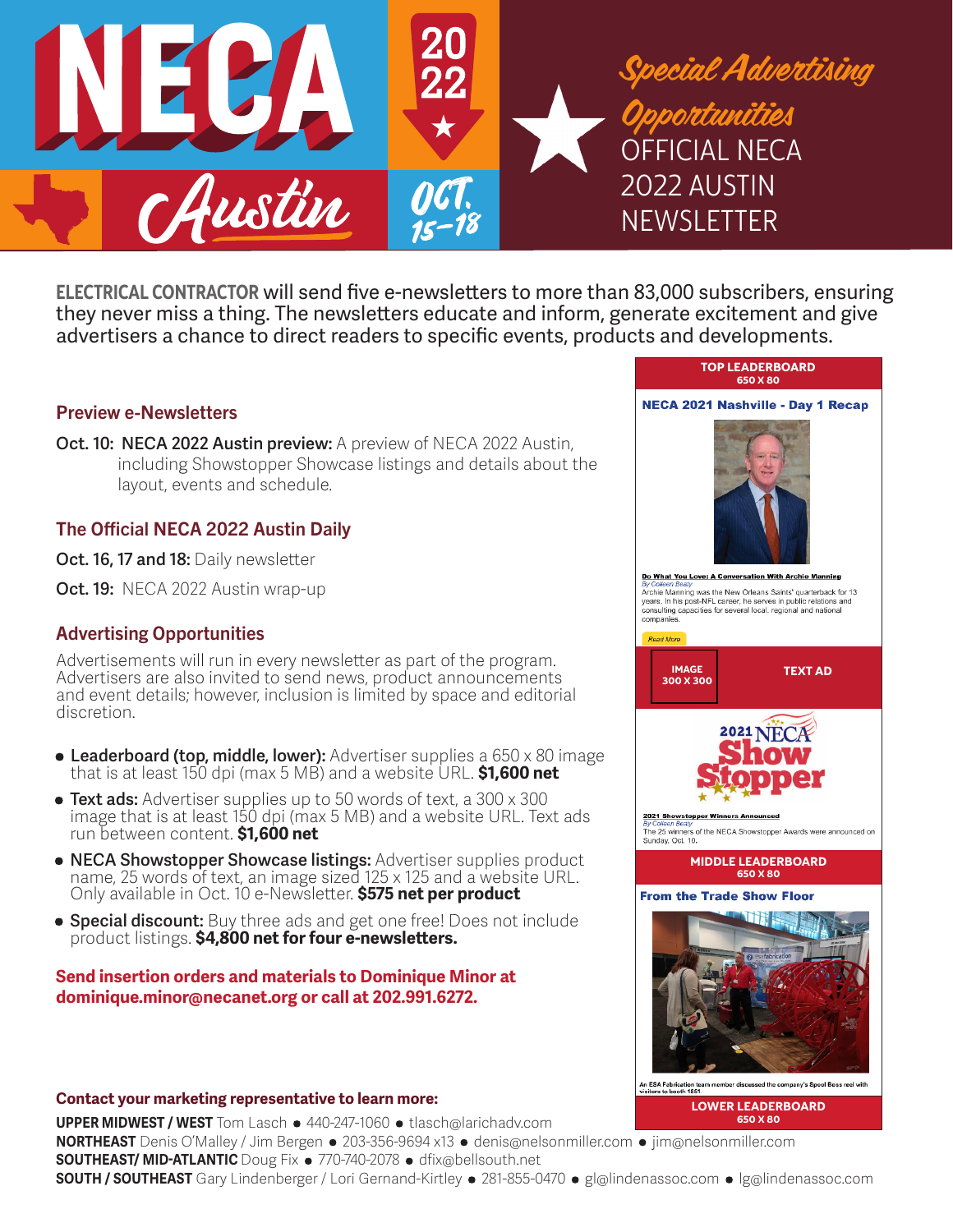# NECA 2022 Austin OCT. 15–18

## Special Advertising Opportunities

OFFICIAL NECA 2022 AUSTIN NEWSLETTER

**ELECTRICAL CONTRACTOR** will send five e-newsletters to more than 83,000 subscribers, ensuring they never miss a thing. The newsletters educate and inform, generate excitement and give advertisers a chance to direct readers to specific events, products and developments.

### Preview e-Newsletters

**Oct. 10: NECA 2022 Austin preview:** A preview of NECA 2022 Austin, including Showstopper Showcase listings and details about the layout, events and schedule.

### The Official NECA 2022 Austin Daily

**Oct. 16, 17 and 18:** Daily newsletter

**Oct. 19:** NECA 2022 Austin wrap-up

### Advertising Opportunities

Advertisements will run in every newsletter as part of the program. Advertisers are also invited to send news, product announcements and event details; however, inclusion is limited by space and editorial discretion.

- **Leaderboard (top, middle, lower):** Advertiser supplies a 650 x 80 image that is at least 150 dpi (max 5 MB) and a website URL. **$1,600 net**
- **Text ads:** Advertiser supplies up to 50 words of text, a 300 x 300 image that is at least 150 dpi (max 5 MB) and a website URL. Text ads run between content. **$1,600 net**
- **NECA Showstopper Showcase listings:** Advertiser supplies product name, 25 words of text, an image sized 125 x 125 and a website URL. Only available in Oct. 10 e-Newsletter. **$575 net per product**
- **Special discount:** Buy three ads and get one free! Does not include product listings. **$4,800 net for four e-newsletters.**

**Send insertion orders and materials to Dominique Minor at dominique.minor@necanet.org or call at 202.991.6272.**

TOP LEADERBOARD
650 X 80

NECA 2021 Nashville - Day 1 Recap

Do What You Love: A Conversation With Archie Manning
By Colleen Bealy
Archie Manning was the New Orleans Saints' quarterback for 13 years. In his post-NFL career, he serves in public relations and consulting capacities for several local, regional and national companies.

Read More

IMAGE
300 X 300

TEXT AD

2021 NECA Show Stopper

2021 Showstopper Winners Announced
By Colleen Bealy
The 25 winners of the NECA Showstopper Awards were announced on Sunday, Oct. 10.

MIDDLE LEADERBOARD
650 X 80

From the Trade Show Floor

An ESA Fabrication team member discussed the company's Spool Boss reel with visitors to booth 1851.

LOWER LEADERBOARD
650 X 80

**Contact your marketing representative to learn more:**

**UPPER MIDWEST / WEST** Tom Lasch • 440-247-1060 • tlasch@larichadv.com
**NORTHEAST** Denis O'Malley / Jim Bergen • 203-356-9694 x13 • denis@nelsonmiller.com • jim@nelsonmiller.com
**SOUTHEAST/ MID-ATLANTIC** Doug Fix • 770-740-2078 • dfix@bellsouth.net
**SOUTH / SOUTHEAST** Gary Lindenberger / Lori Gernand-Kirtley • 281-855-0470 • gl@lindenassoc.com • lg@lindenassoc.com